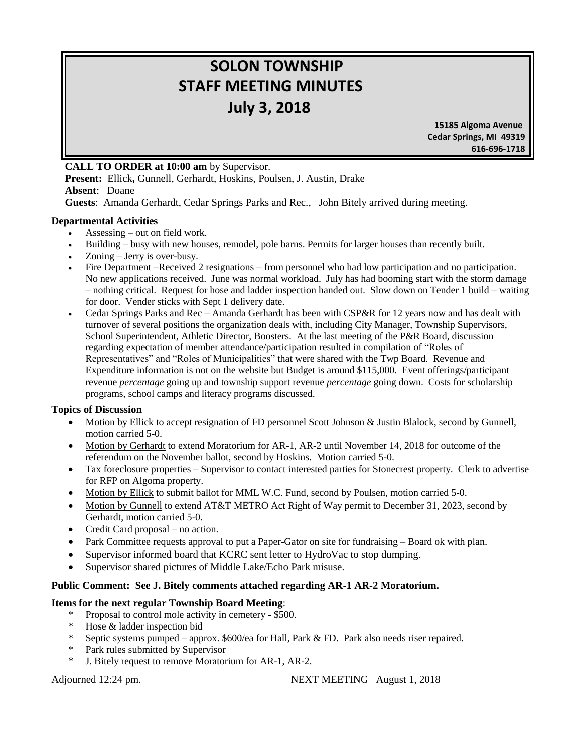# SOLON TOWNSHIP
# STAFF MEETING MINUTES
# July 3, 2018

**15185 Algoma Avenue**
**Cedar Springs, MI 49319**
**616-696-1718**

**CALL TO ORDER at 10:00 am** by Supervisor.
**Present:** Ellick**,** Gunnell, Gerhardt, Hoskins, Poulsen, J. Austin, Drake
**Absent**: Doane
**Guests**: Amanda Gerhardt, Cedar Springs Parks and Rec., John Bitely arrived during meeting.

### Departmental Activities

- Assessing – out on field work.
- Building – busy with new houses, remodel, pole barns. Permits for larger houses than recently built.
- Zoning – Jerry is over-busy.
- Fire Department –Received 2 resignations – from personnel who had low participation and no participation. No new applications received. June was normal workload. July has had booming start with the storm damage – nothing critical. Request for hose and ladder inspection handed out. Slow down on Tender 1 build – waiting for door. Vender sticks with Sept 1 delivery date.
- Cedar Springs Parks and Rec – Amanda Gerhardt has been with CSP&R for 12 years now and has dealt with turnover of several positions the organization deals with, including City Manager, Township Supervisors, School Superintendent, Athletic Director, Boosters. At the last meeting of the P&R Board, discussion regarding expectation of member attendance/participation resulted in compilation of "Roles of Representatives" and "Roles of Municipalities" that were shared with the Twp Board. Revenue and Expenditure information is not on the website but Budget is around $115,000. Event offerings/participant revenue *percentage* going up and township support revenue *percentage* going down. Costs for scholarship programs, school camps and literacy programs discussed.

### Topics of Discussion

- Motion by Ellick to accept resignation of FD personnel Scott Johnson & Justin Blalock, second by Gunnell, motion carried 5-0.
- Motion by Gerhardt to extend Moratorium for AR-1, AR-2 until November 14, 2018 for outcome of the referendum on the November ballot, second by Hoskins. Motion carried 5-0.
- Tax foreclosure properties – Supervisor to contact interested parties for Stonecrest property. Clerk to advertise for RFP on Algoma property.
- Motion by Ellick to submit ballot for MML W.C. Fund, second by Poulsen, motion carried 5-0.
- Motion by Gunnell to extend AT&T METRO Act Right of Way permit to December 31, 2023, second by Gerhardt, motion carried 5-0.
- Credit Card proposal – no action.
- Park Committee requests approval to put a Paper-Gator on site for fundraising – Board ok with plan.
- Supervisor informed board that KCRC sent letter to HydroVac to stop dumping.
- Supervisor shared pictures of Middle Lake/Echo Park misuse.

### Public Comment: See J. Bitely comments attached regarding AR-1 AR-2 Moratorium.

### Items for the next regular Township Board Meeting:

- Proposal to control mole activity in cemetery - $500.
- Hose & ladder inspection bid
- Septic systems pumped – approx. $600/ea for Hall, Park & FD. Park also needs riser repaired.
- Park rules submitted by Supervisor
- J. Bitely request to remove Moratorium for AR-1, AR-2.

Adjourned 12:24 pm. NEXT MEETING August 1, 2018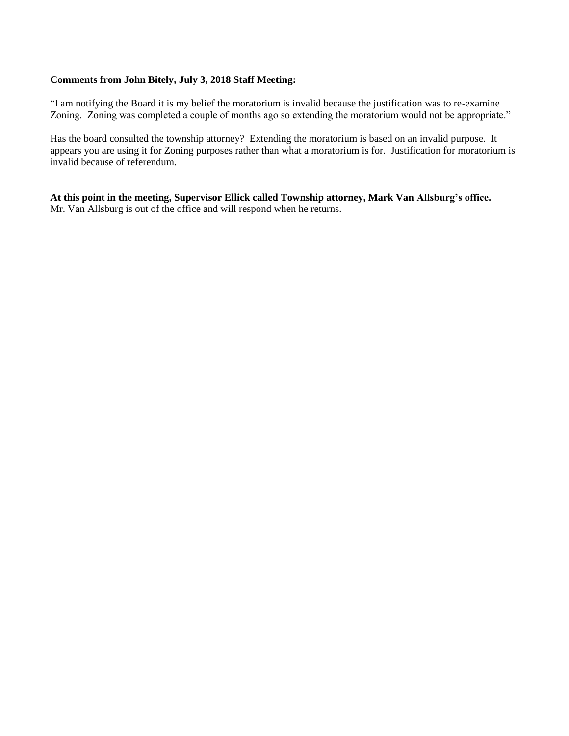**Comments from John Bitely, July 3, 2018 Staff Meeting:**

"I am notifying the Board it is my belief the moratorium is invalid because the justification was to re-examine Zoning. Zoning was completed a couple of months ago so extending the moratorium would not be appropriate."

Has the board consulted the township attorney? Extending the moratorium is based on an invalid purpose. It appears you are using it for Zoning purposes rather than what a moratorium is for. Justification for moratorium is invalid because of referendum.

**At this point in the meeting, Supervisor Ellick called Township attorney, Mark Van Allsburg's office.**
Mr. Van Allsburg is out of the office and will respond when he returns.